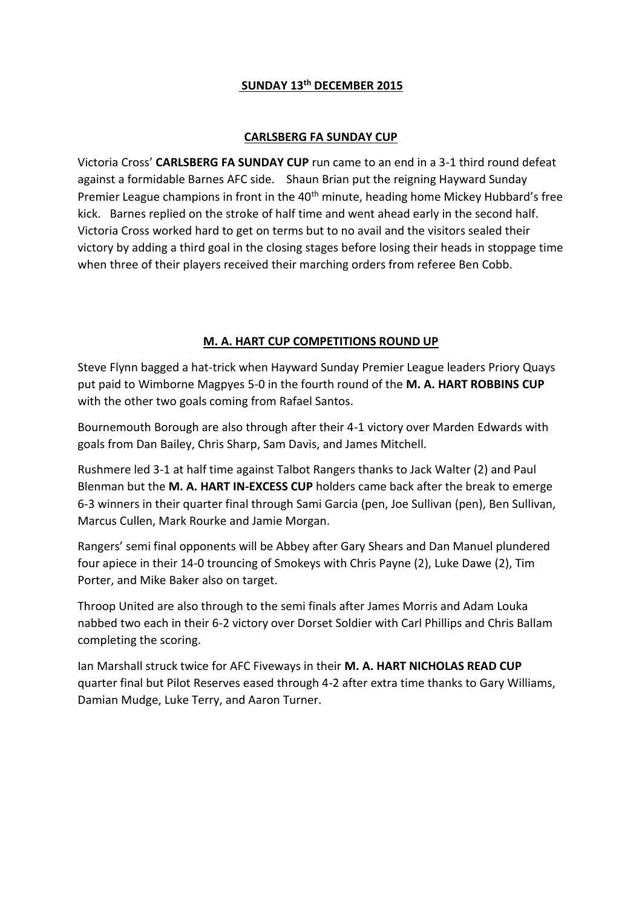## SUNDAY 13th DECEMBER 2015

### CARLSBERG FA SUNDAY CUP

Victoria Cross' **CARLSBERG FA SUNDAY CUP** run came to an end in a 3-1 third round defeat against a formidable Barnes AFC side. Shaun Brian put the reigning Hayward Sunday Premier League champions in front in the 40th minute, heading home Mickey Hubbard's free kick. Barnes replied on the stroke of half time and went ahead early in the second half. Victoria Cross worked hard to get on terms but to no avail and the visitors sealed their victory by adding a third goal in the closing stages before losing their heads in stoppage time when three of their players received their marching orders from referee Ben Cobb.

### M. A. HART CUP COMPETITIONS ROUND UP

Steve Flynn bagged a hat-trick when Hayward Sunday Premier League leaders Priory Quays put paid to Wimborne Magpyes 5-0 in the fourth round of the **M. A. HART ROBBINS CUP** with the other two goals coming from Rafael Santos.

Bournemouth Borough are also through after their 4-1 victory over Marden Edwards with goals from Dan Bailey, Chris Sharp, Sam Davis, and James Mitchell.

Rushmere led 3-1 at half time against Talbot Rangers thanks to Jack Walter (2) and Paul Blenman but the **M. A. HART IN-EXCESS CUP** holders came back after the break to emerge 6-3 winners in their quarter final through Sami Garcia (pen, Joe Sullivan (pen), Ben Sullivan, Marcus Cullen, Mark Rourke and Jamie Morgan.

Rangers' semi final opponents will be Abbey after Gary Shears and Dan Manuel plundered four apiece in their 14-0 trouncing of Smokeys with Chris Payne (2), Luke Dawe (2), Tim Porter, and Mike Baker also on target.

Throop United are also through to the semi finals after James Morris and Adam Louka nabbed two each in their 6-2 victory over Dorset Soldier with Carl Phillips and Chris Ballam completing the scoring.

Ian Marshall struck twice for AFC Fiveways in their **M. A. HART NICHOLAS READ CUP** quarter final but Pilot Reserves eased through 4-2 after extra time thanks to Gary Williams, Damian Mudge, Luke Terry, and Aaron Turner.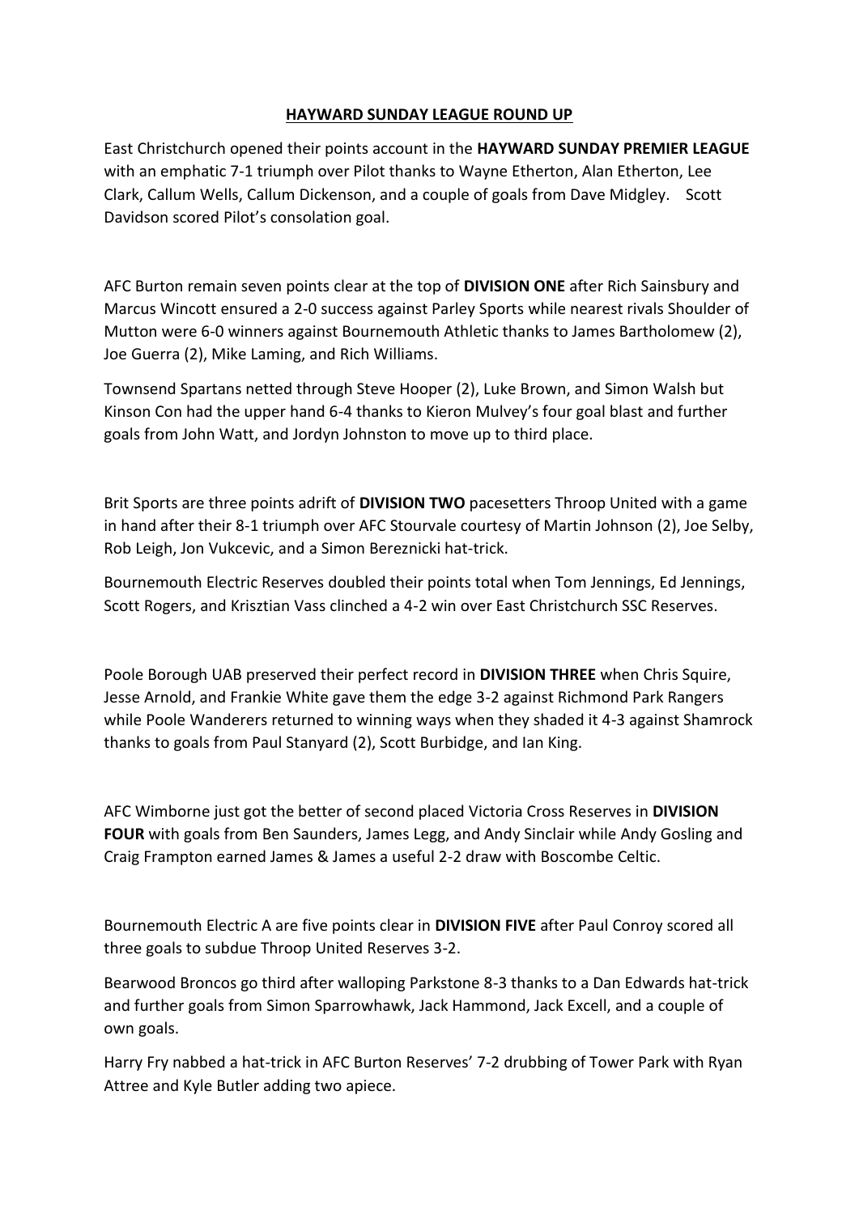# HAYWARD SUNDAY LEAGUE ROUND UP

East Christchurch opened their points account in the **HAYWARD SUNDAY PREMIER LEAGUE** with an emphatic 7-1 triumph over Pilot thanks to Wayne Etherton, Alan Etherton, Lee Clark, Callum Wells, Callum Dickenson, and a couple of goals from Dave Midgley. Scott Davidson scored Pilot's consolation goal.

AFC Burton remain seven points clear at the top of **DIVISION ONE** after Rich Sainsbury and Marcus Wincott ensured a 2-0 success against Parley Sports while nearest rivals Shoulder of Mutton were 6-0 winners against Bournemouth Athletic thanks to James Bartholomew (2), Joe Guerra (2), Mike Laming, and Rich Williams.

Townsend Spartans netted through Steve Hooper (2), Luke Brown, and Simon Walsh but Kinson Con had the upper hand 6-4 thanks to Kieron Mulvey's four goal blast and further goals from John Watt, and Jordyn Johnston to move up to third place.

Brit Sports are three points adrift of **DIVISION TWO** pacesetters Throop United with a game in hand after their 8-1 triumph over AFC Stourvale courtesy of Martin Johnson (2), Joe Selby, Rob Leigh, Jon Vukcevic, and a Simon Bereznicki hat-trick.

Bournemouth Electric Reserves doubled their points total when Tom Jennings, Ed Jennings, Scott Rogers, and Krisztian Vass clinched a 4-2 win over East Christchurch SSC Reserves.

Poole Borough UAB preserved their perfect record in **DIVISION THREE** when Chris Squire, Jesse Arnold, and Frankie White gave them the edge 3-2 against Richmond Park Rangers while Poole Wanderers returned to winning ways when they shaded it 4-3 against Shamrock thanks to goals from Paul Stanyard (2), Scott Burbidge, and Ian King.

AFC Wimborne just got the better of second placed Victoria Cross Reserves in **DIVISION FOUR** with goals from Ben Saunders, James Legg, and Andy Sinclair while Andy Gosling and Craig Frampton earned James & James a useful 2-2 draw with Boscombe Celtic.

Bournemouth Electric A are five points clear in **DIVISION FIVE** after Paul Conroy scored all three goals to subdue Throop United Reserves 3-2.

Bearwood Broncos go third after walloping Parkstone 8-3 thanks to a Dan Edwards hat-trick and further goals from Simon Sparrowhawk, Jack Hammond, Jack Excell, and a couple of own goals.

Harry Fry nabbed a hat-trick in AFC Burton Reserves' 7-2 drubbing of Tower Park with Ryan Attree and Kyle Butler adding two apiece.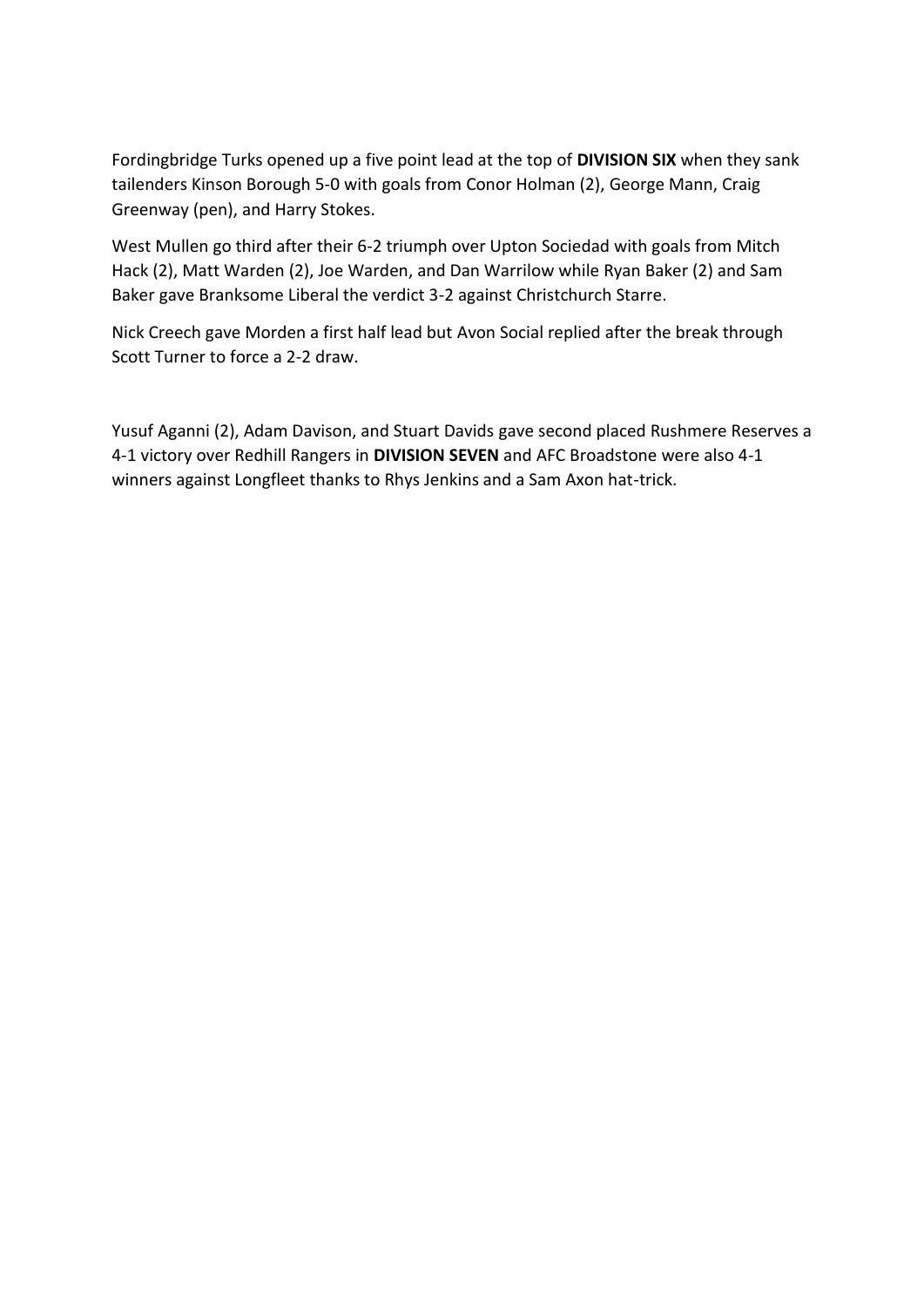Fordingbridge Turks opened up a five point lead at the top of **DIVISION SIX** when they sank tailenders Kinson Borough 5-0 with goals from Conor Holman (2), George Mann, Craig Greenway (pen), and Harry Stokes.

West Mullen go third after their 6-2 triumph over Upton Sociedad with goals from Mitch Hack (2), Matt Warden (2), Joe Warden, and Dan Warrilow while Ryan Baker (2) and Sam Baker gave Branksome Liberal the verdict 3-2 against Christchurch Starre.

Nick Creech gave Morden a first half lead but Avon Social replied after the break through Scott Turner to force a 2-2 draw.

Yusuf Aganni (2), Adam Davison, and Stuart Davids gave second placed Rushmere Reserves a 4-1 victory over Redhill Rangers in **DIVISION SEVEN** and AFC Broadstone were also 4-1 winners against Longfleet thanks to Rhys Jenkins and a Sam Axon hat-trick.